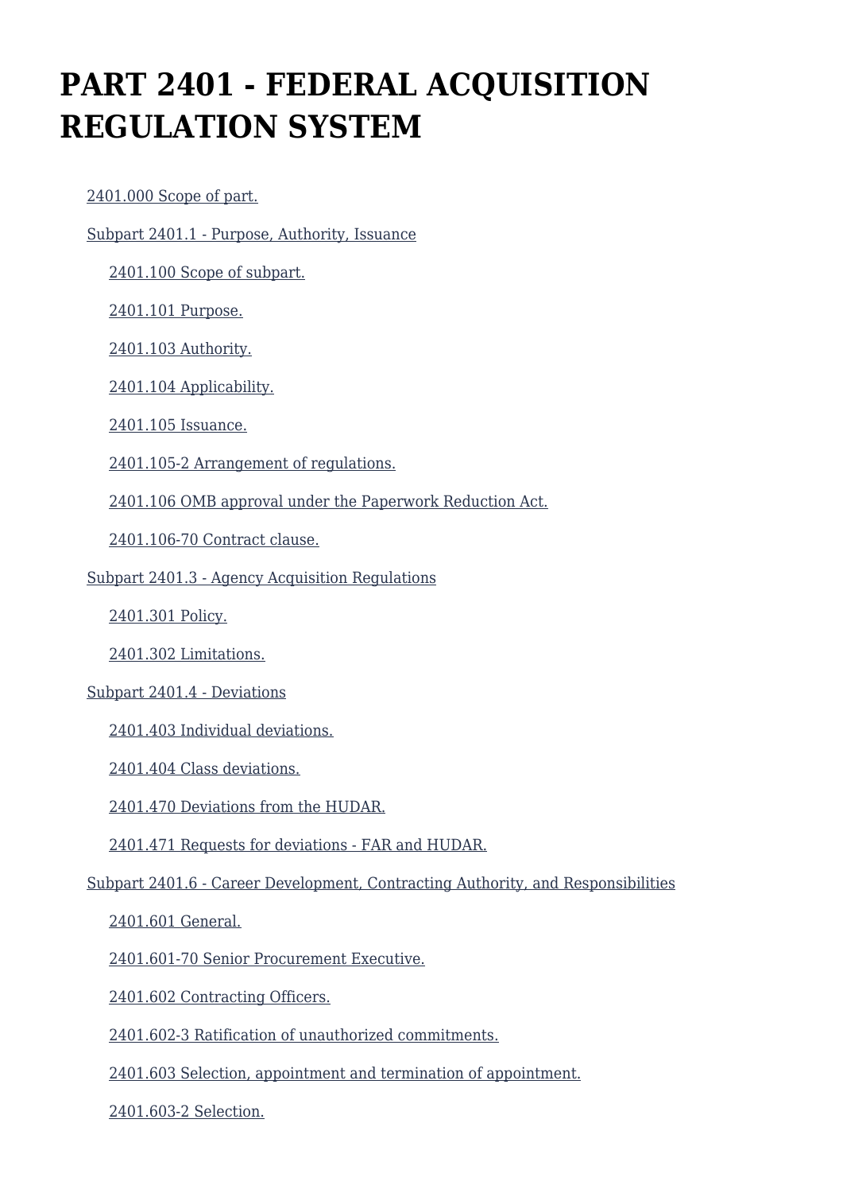# PART 2401 - FEDERAL ACQUISITION REGULATION SYSTEM

- 2401.000 Scope of part.
- Subpart 2401.1 - Purpose, Authority, Issuance
  - 2401.100 Scope of subpart.
  - 2401.101 Purpose.
  - 2401.103 Authority.
  - 2401.104 Applicability.
  - 2401.105 Issuance.
  - 2401.105-2 Arrangement of regulations.
  - 2401.106 OMB approval under the Paperwork Reduction Act.
  - 2401.106-70 Contract clause.
- Subpart 2401.3 - Agency Acquisition Regulations
  - 2401.301 Policy.
  - 2401.302 Limitations.
- Subpart 2401.4 - Deviations
  - 2401.403 Individual deviations.
  - 2401.404 Class deviations.
  - 2401.470 Deviations from the HUDAR.
  - 2401.471 Requests for deviations - FAR and HUDAR.
- Subpart 2401.6 - Career Development, Contracting Authority, and Responsibilities
  - 2401.601 General.
  - 2401.601-70 Senior Procurement Executive.
  - 2401.602 Contracting Officers.
  - 2401.602-3 Ratification of unauthorized commitments.
  - 2401.603 Selection, appointment and termination of appointment.
  - 2401.603-2 Selection.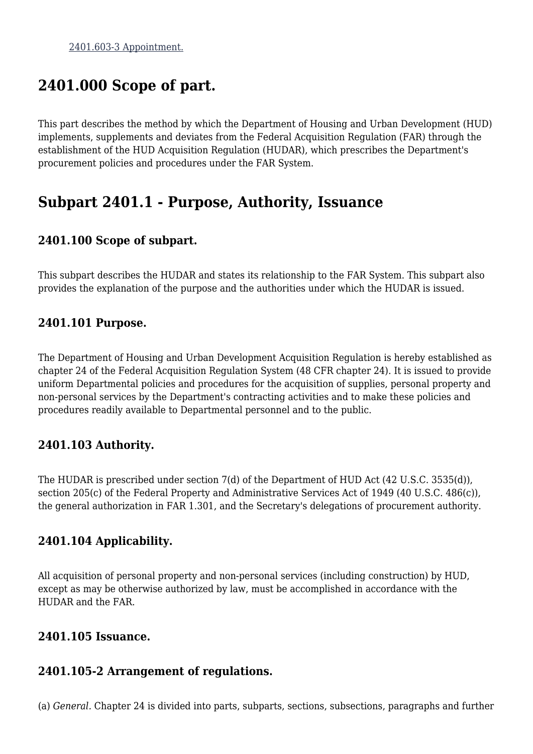[2401.603-3 Appointment.]

## 2401.000 Scope of part.

This part describes the method by which the Department of Housing and Urban Development (HUD) implements, supplements and deviates from the Federal Acquisition Regulation (FAR) through the establishment of the HUD Acquisition Regulation (HUDAR), which prescribes the Department's procurement policies and procedures under the FAR System.

## Subpart 2401.1 - Purpose, Authority, Issuance

### 2401.100 Scope of subpart.

This subpart describes the HUDAR and states its relationship to the FAR System. This subpart also provides the explanation of the purpose and the authorities under which the HUDAR is issued.

### 2401.101 Purpose.

The Department of Housing and Urban Development Acquisition Regulation is hereby established as chapter 24 of the Federal Acquisition Regulation System (48 CFR chapter 24). It is issued to provide uniform Departmental policies and procedures for the acquisition of supplies, personal property and non-personal services by the Department's contracting activities and to make these policies and procedures readily available to Departmental personnel and to the public.

### 2401.103 Authority.

The HUDAR is prescribed under section 7(d) of the Department of HUD Act (42 U.S.C. 3535(d)), section 205(c) of the Federal Property and Administrative Services Act of 1949 (40 U.S.C. 486(c)), the general authorization in FAR 1.301, and the Secretary's delegations of procurement authority.

### 2401.104 Applicability.

All acquisition of personal property and non-personal services (including construction) by HUD, except as may be otherwise authorized by law, must be accomplished in accordance with the HUDAR and the FAR.

### 2401.105 Issuance.

### 2401.105-2 Arrangement of regulations.

(a) *General.* Chapter 24 is divided into parts, subparts, sections, subsections, paragraphs and further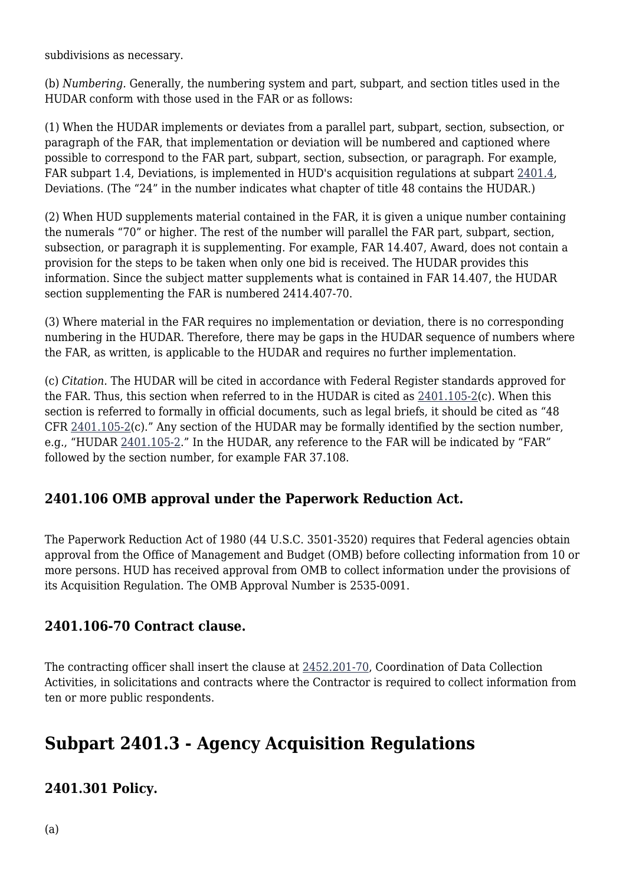subdivisions as necessary.

(b) *Numbering.* Generally, the numbering system and part, subpart, and section titles used in the HUDAR conform with those used in the FAR or as follows:

(1) When the HUDAR implements or deviates from a parallel part, subpart, section, subsection, or paragraph of the FAR, that implementation or deviation will be numbered and captioned where possible to correspond to the FAR part, subpart, section, subsection, or paragraph. For example, FAR subpart 1.4, Deviations, is implemented in HUD's acquisition regulations at subpart 2401.4, Deviations. (The "24" in the number indicates what chapter of title 48 contains the HUDAR.)

(2) When HUD supplements material contained in the FAR, it is given a unique number containing the numerals "70" or higher. The rest of the number will parallel the FAR part, subpart, section, subsection, or paragraph it is supplementing. For example, FAR 14.407, Award, does not contain a provision for the steps to be taken when only one bid is received. The HUDAR provides this information. Since the subject matter supplements what is contained in FAR 14.407, the HUDAR section supplementing the FAR is numbered 2414.407-70.

(3) Where material in the FAR requires no implementation or deviation, there is no corresponding numbering in the HUDAR. Therefore, there may be gaps in the HUDAR sequence of numbers where the FAR, as written, is applicable to the HUDAR and requires no further implementation.

(c) *Citation.* The HUDAR will be cited in accordance with Federal Register standards approved for the FAR. Thus, this section when referred to in the HUDAR is cited as 2401.105-2(c). When this section is referred to formally in official documents, such as legal briefs, it should be cited as "48 CFR 2401.105-2(c)." Any section of the HUDAR may be formally identified by the section number, e.g., "HUDAR 2401.105-2." In the HUDAR, any reference to the FAR will be indicated by "FAR" followed by the section number, for example FAR 37.108.

### 2401.106 OMB approval under the Paperwork Reduction Act.

The Paperwork Reduction Act of 1980 (44 U.S.C. 3501-3520) requires that Federal agencies obtain approval from the Office of Management and Budget (OMB) before collecting information from 10 or more persons. HUD has received approval from OMB to collect information under the provisions of its Acquisition Regulation. The OMB Approval Number is 2535-0091.

### 2401.106-70 Contract clause.

The contracting officer shall insert the clause at 2452.201-70, Coordination of Data Collection Activities, in solicitations and contracts where the Contractor is required to collect information from ten or more public respondents.

## Subpart 2401.3 - Agency Acquisition Regulations

### 2401.301 Policy.

(a)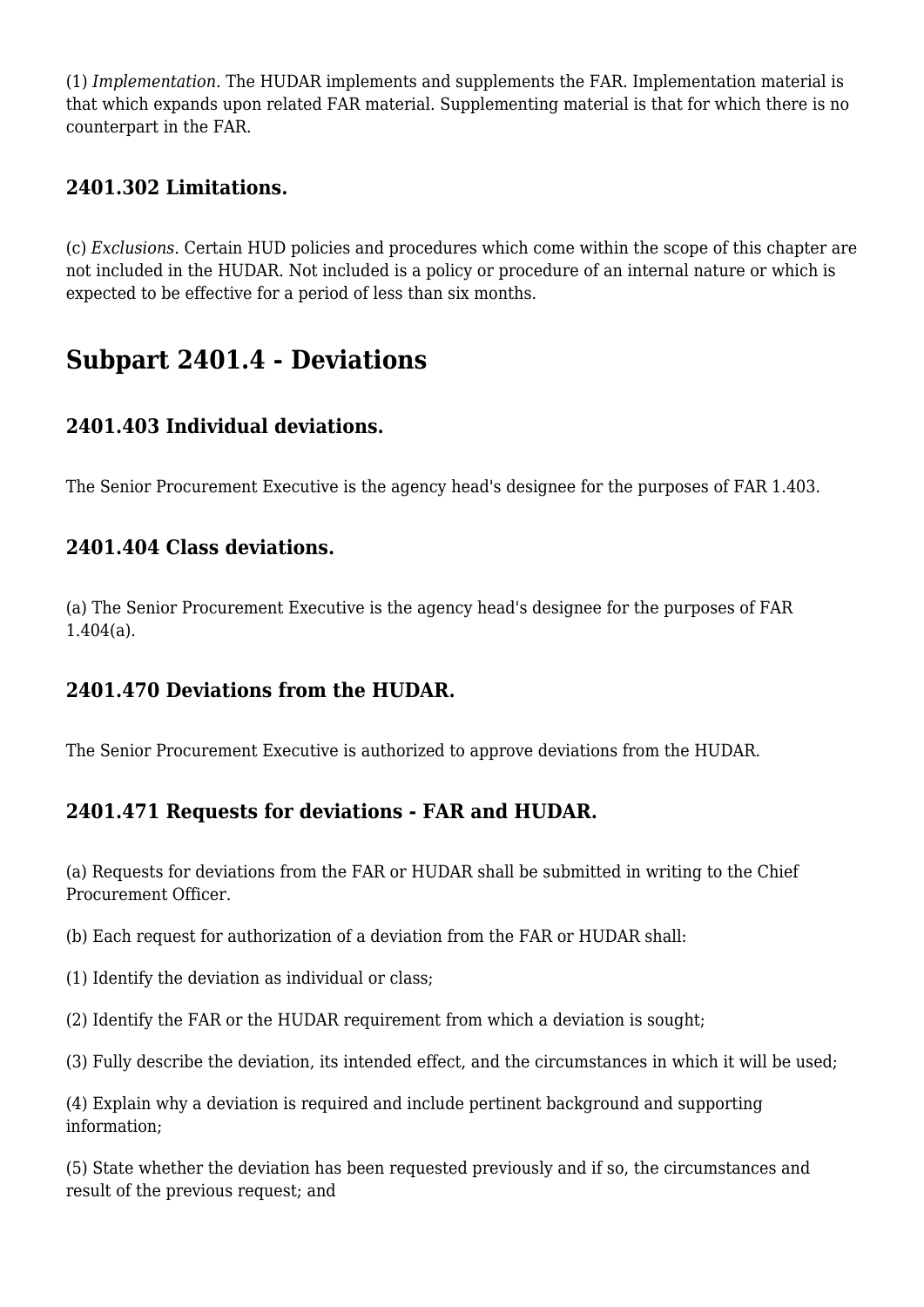(1) *Implementation.* The HUDAR implements and supplements the FAR. Implementation material is that which expands upon related FAR material. Supplementing material is that for which there is no counterpart in the FAR.

### 2401.302 Limitations.

(c) *Exclusions.* Certain HUD policies and procedures which come within the scope of this chapter are not included in the HUDAR. Not included is a policy or procedure of an internal nature or which is expected to be effective for a period of less than six months.

## Subpart 2401.4 - Deviations

### 2401.403 Individual deviations.

The Senior Procurement Executive is the agency head's designee for the purposes of FAR 1.403.

### 2401.404 Class deviations.

(a) The Senior Procurement Executive is the agency head's designee for the purposes of FAR 1.404(a).

### 2401.470 Deviations from the HUDAR.

The Senior Procurement Executive is authorized to approve deviations from the HUDAR.

### 2401.471 Requests for deviations - FAR and HUDAR.

(a) Requests for deviations from the FAR or HUDAR shall be submitted in writing to the Chief Procurement Officer.

(b) Each request for authorization of a deviation from the FAR or HUDAR shall:

(1) Identify the deviation as individual or class;

(2) Identify the FAR or the HUDAR requirement from which a deviation is sought;

(3) Fully describe the deviation, its intended effect, and the circumstances in which it will be used;

(4) Explain why a deviation is required and include pertinent background and supporting information;

(5) State whether the deviation has been requested previously and if so, the circumstances and result of the previous request; and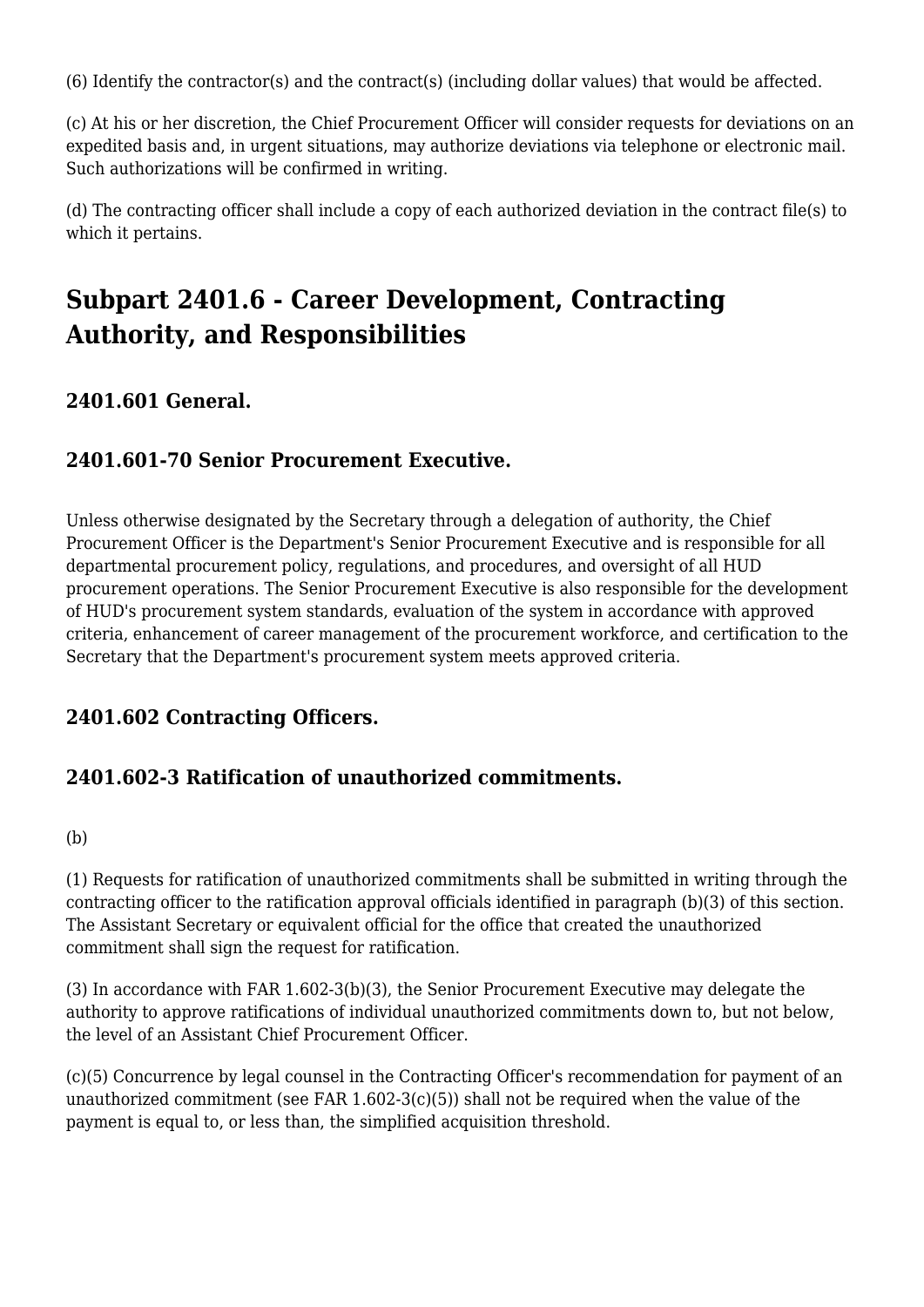(6) Identify the contractor(s) and the contract(s) (including dollar values) that would be affected.

(c) At his or her discretion, the Chief Procurement Officer will consider requests for deviations on an expedited basis and, in urgent situations, may authorize deviations via telephone or electronic mail. Such authorizations will be confirmed in writing.

(d) The contracting officer shall include a copy of each authorized deviation in the contract file(s) to which it pertains.

## Subpart 2401.6 - Career Development, Contracting Authority, and Responsibilities

### 2401.601 General.

### 2401.601-70 Senior Procurement Executive.

Unless otherwise designated by the Secretary through a delegation of authority, the Chief Procurement Officer is the Department's Senior Procurement Executive and is responsible for all departmental procurement policy, regulations, and procedures, and oversight of all HUD procurement operations. The Senior Procurement Executive is also responsible for the development of HUD's procurement system standards, evaluation of the system in accordance with approved criteria, enhancement of career management of the procurement workforce, and certification to the Secretary that the Department's procurement system meets approved criteria.

### 2401.602 Contracting Officers.

### 2401.602-3 Ratification of unauthorized commitments.

(b)

(1) Requests for ratification of unauthorized commitments shall be submitted in writing through the contracting officer to the ratification approval officials identified in paragraph (b)(3) of this section. The Assistant Secretary or equivalent official for the office that created the unauthorized commitment shall sign the request for ratification.

(3) In accordance with FAR 1.602-3(b)(3), the Senior Procurement Executive may delegate the authority to approve ratifications of individual unauthorized commitments down to, but not below, the level of an Assistant Chief Procurement Officer.

(c)(5) Concurrence by legal counsel in the Contracting Officer's recommendation for payment of an unauthorized commitment (see FAR 1.602-3(c)(5)) shall not be required when the value of the payment is equal to, or less than, the simplified acquisition threshold.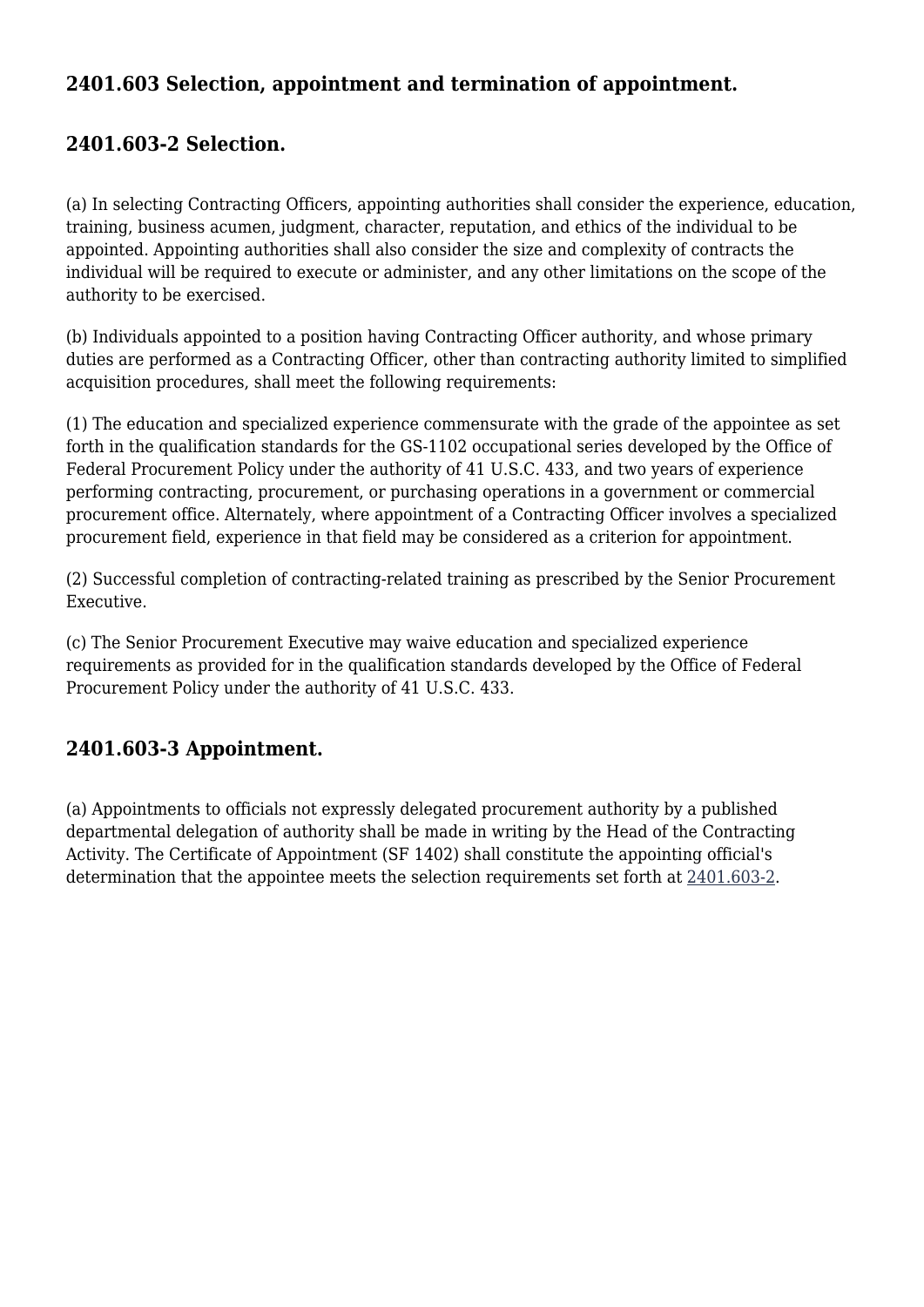## 2401.603 Selection, appointment and termination of appointment.

## 2401.603-2 Selection.

(a) In selecting Contracting Officers, appointing authorities shall consider the experience, education, training, business acumen, judgment, character, reputation, and ethics of the individual to be appointed. Appointing authorities shall also consider the size and complexity of contracts the individual will be required to execute or administer, and any other limitations on the scope of the authority to be exercised.

(b) Individuals appointed to a position having Contracting Officer authority, and whose primary duties are performed as a Contracting Officer, other than contracting authority limited to simplified acquisition procedures, shall meet the following requirements:

(1) The education and specialized experience commensurate with the grade of the appointee as set forth in the qualification standards for the GS-1102 occupational series developed by the Office of Federal Procurement Policy under the authority of 41 U.S.C. 433, and two years of experience performing contracting, procurement, or purchasing operations in a government or commercial procurement office. Alternately, where appointment of a Contracting Officer involves a specialized procurement field, experience in that field may be considered as a criterion for appointment.

(2) Successful completion of contracting-related training as prescribed by the Senior Procurement Executive.

(c) The Senior Procurement Executive may waive education and specialized experience requirements as provided for in the qualification standards developed by the Office of Federal Procurement Policy under the authority of 41 U.S.C. 433.

## 2401.603-3 Appointment.

(a) Appointments to officials not expressly delegated procurement authority by a published departmental delegation of authority shall be made in writing by the Head of the Contracting Activity. The Certificate of Appointment (SF 1402) shall constitute the appointing official's determination that the appointee meets the selection requirements set forth at 2401.603-2.